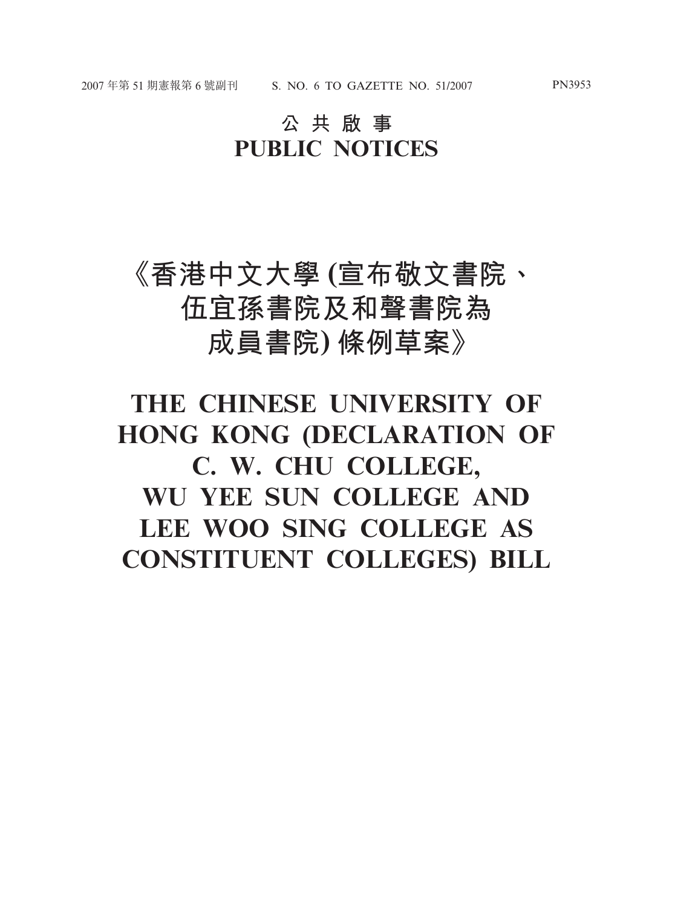# 公 共 啟 事
# PUBLIC NOTICES

# 《香港中文大學 (宣布敬文書院、伍宜孫書院及和聲書院為成員書院) 條例草案》

# THE CHINESE UNIVERSITY OF HONG KONG (DECLARATION OF C. W. CHU COLLEGE, WU YEE SUN COLLEGE AND LEE WOO SING COLLEGE AS CONSTITUENT COLLEGES) BILL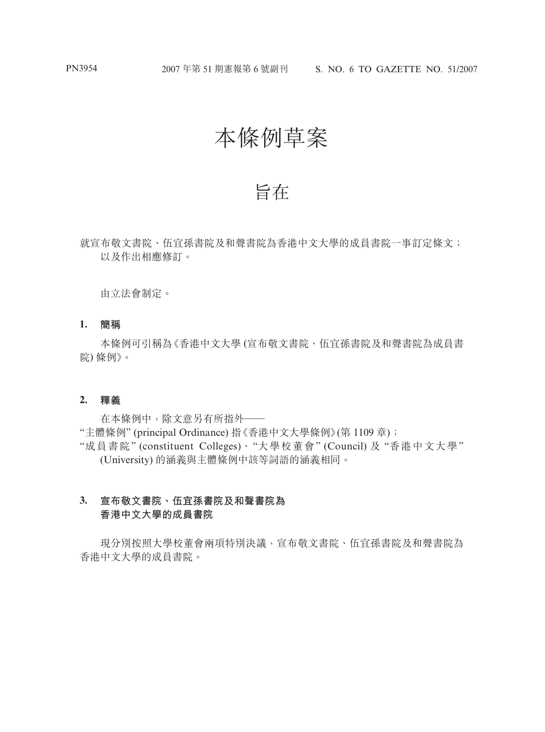# 本條例草案

## 旨在

就宣布敬文書院、伍宜孫書院及和聲書院為香港中文大學的成員書院一事訂定條文；以及作出相應修訂。

由立法會制定。

### 1. 簡稱

本條例可引稱為《香港中文大學 (宣布敬文書院、伍宜孫書院及和聲書院為成員書院) 條例》。

### 2. 釋義

在本條例中，除文意另有所指外——

"主體條例" (principal Ordinance) 指《香港中文大學條例》(第 1109 章)；

"成員書院" (constituent Colleges)、"大學校董會" (Council) 及 "香港中文大學" (University) 的涵義與主體條例中該等詞語的涵義相同。

### 3. 宣布敬文書院、伍宜孫書院及和聲書院為香港中文大學的成員書院

現分別按照大學校董會兩項特別決議，宣布敬文書院、伍宜孫書院及和聲書院為香港中文大學的成員書院。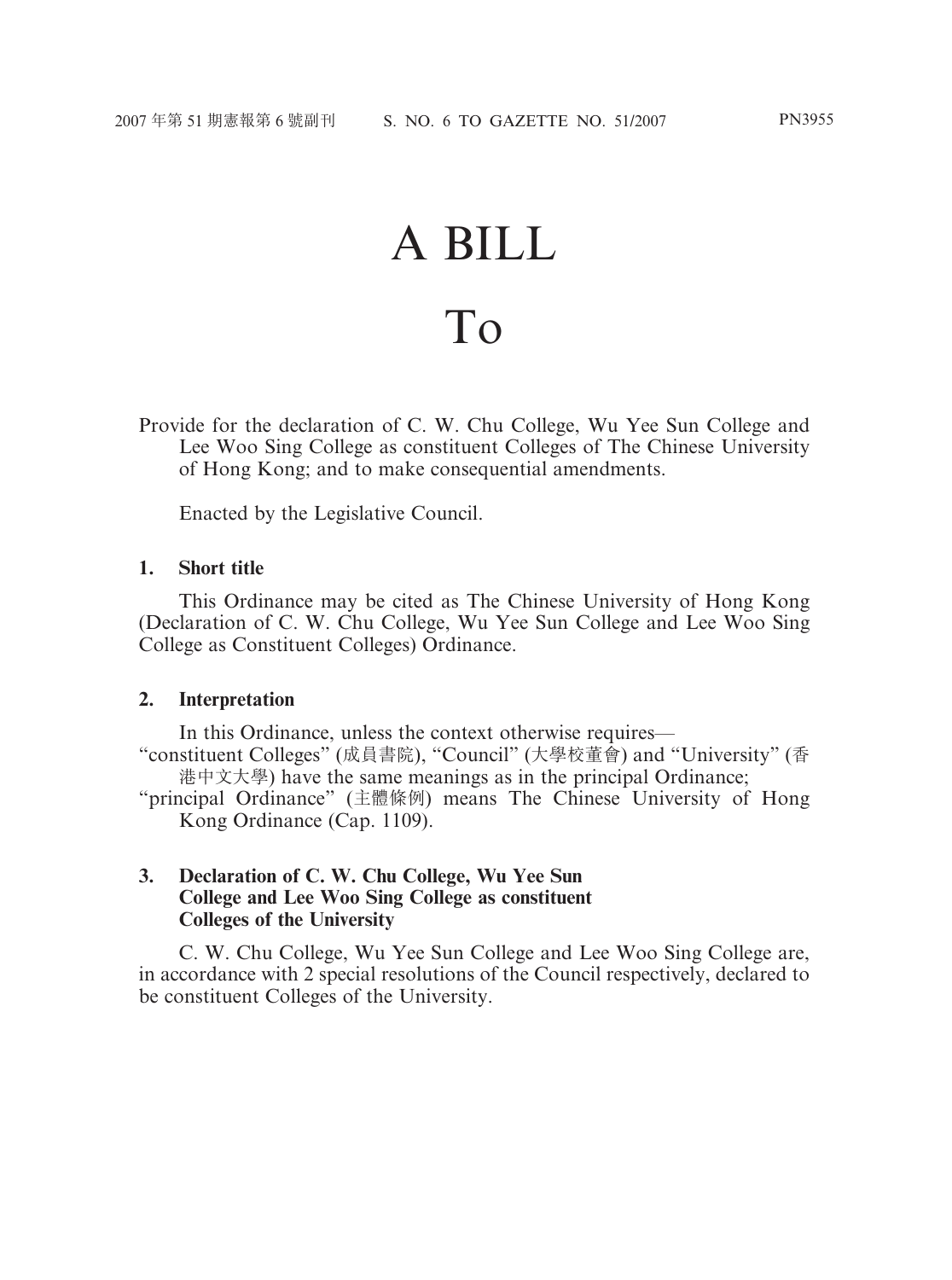# A BILL

# To

Provide for the declaration of C. W. Chu College, Wu Yee Sun College and Lee Woo Sing College as constituent Colleges of The Chinese University of Hong Kong; and to make consequential amendments.

Enacted by the Legislative Council.

### 1. Short title

This Ordinance may be cited as The Chinese University of Hong Kong (Declaration of C. W. Chu College, Wu Yee Sun College and Lee Woo Sing College as Constituent Colleges) Ordinance.

### 2. Interpretation

In this Ordinance, unless the context otherwise requires—

"constituent Colleges" (成員書院), "Council" (大學校董會) and "University" (香港中文大學) have the same meanings as in the principal Ordinance;

"principal Ordinance" (主體條例) means The Chinese University of Hong Kong Ordinance (Cap. 1109).

### 3. Declaration of C. W. Chu College, Wu Yee Sun College and Lee Woo Sing College as constituent Colleges of the University

C. W. Chu College, Wu Yee Sun College and Lee Woo Sing College are, in accordance with 2 special resolutions of the Council respectively, declared to be constituent Colleges of the University.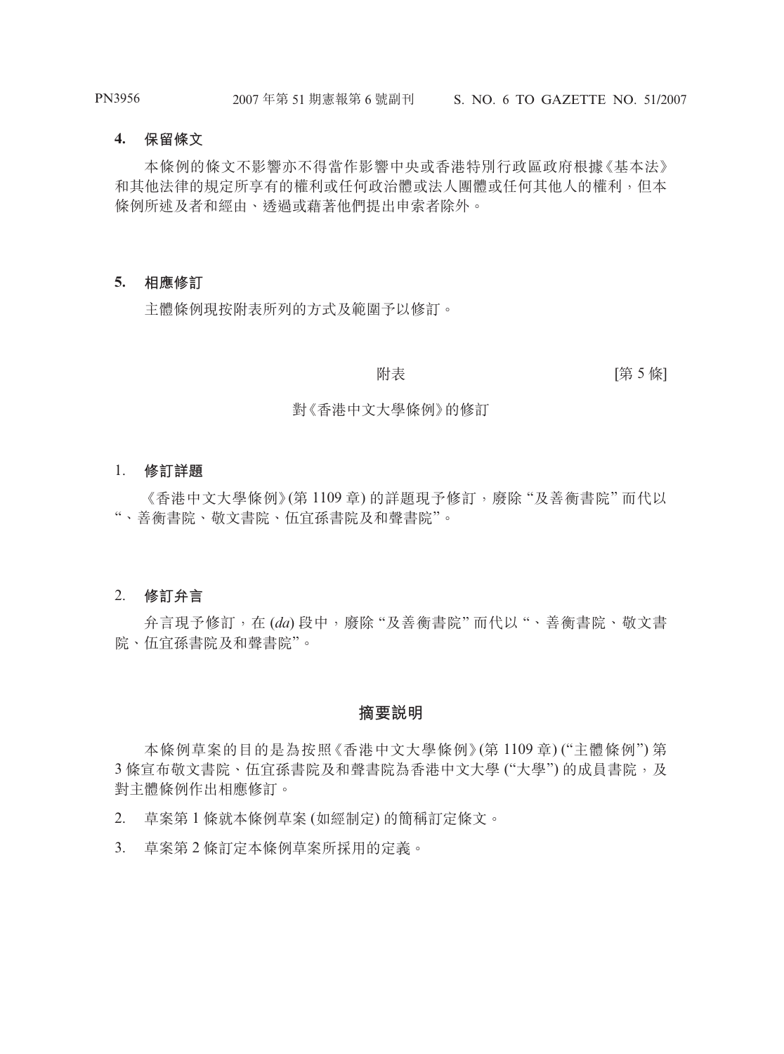### 4. 保留條文

本條例的條文不影響亦不得當作影響中央或香港特別行政區政府根據《基本法》和其他法律的規定所享有的權利或任何政治體或法人團體或任何其他人的權利，但本條例所述及者和經由、透過或藉著他們提出申索者除外。

### 5. 相應修訂

主體條例現按附表所列的方式及範圍予以修訂。

附表 [第 5 條]

對《香港中文大學條例》的修訂

### 1. 修訂詳題

《香港中文大學條例》(第 1109 章) 的詳題現予修訂，廢除 "及善衡書院" 而代以 "、善衡書院、敬文書院、伍宜孫書院及和聲書院"。

### 2. 修訂弁言

弁言現予修訂，在 (*da*) 段中，廢除 "及善衡書院" 而代以 "、善衡書院、敬文書院、伍宜孫書院及和聲書院"。

## 摘要説明

本條例草案的目的是為按照《香港中文大學條例》(第 1109 章) ("主體條例") 第 3 條宣布敬文書院、伍宜孫書院及和聲書院為香港中文大學 ("大學") 的成員書院，及對主體條例作出相應修訂。

2. 草案第 1 條就本條例草案 (如經制定) 的簡稱訂定條文。

3. 草案第 2 條訂定本條例草案所採用的定義。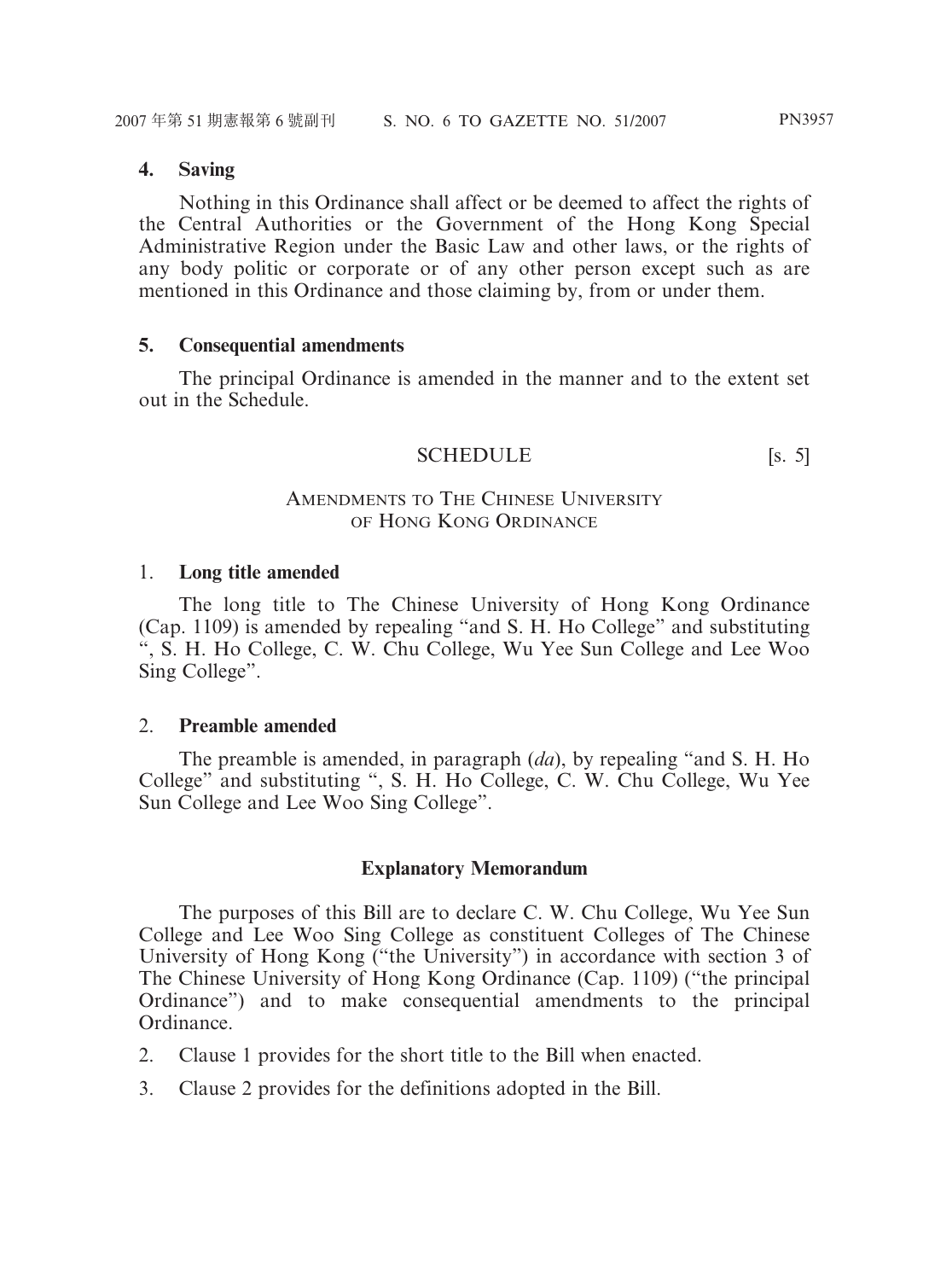**4. Saving**

Nothing in this Ordinance shall affect or be deemed to affect the rights of the Central Authorities or the Government of the Hong Kong Special Administrative Region under the Basic Law and other laws, or the rights of any body politic or corporate or of any other person except such as are mentioned in this Ordinance and those claiming by, from or under them.

**5. Consequential amendments**

The principal Ordinance is amended in the manner and to the extent set out in the Schedule.

SCHEDULE [s. 5]

AMENDMENTS TO THE CHINESE UNIVERSITY OF HONG KONG ORDINANCE

1. **Long title amended**

The long title to The Chinese University of Hong Kong Ordinance (Cap. 1109) is amended by repealing "and S. H. Ho College" and substituting ", S. H. Ho College, C. W. Chu College, Wu Yee Sun College and Lee Woo Sing College".

2. **Preamble amended**

The preamble is amended, in paragraph (*da*), by repealing "and S. H. Ho College" and substituting ", S. H. Ho College, C. W. Chu College, Wu Yee Sun College and Lee Woo Sing College".

**Explanatory Memorandum**

The purposes of this Bill are to declare C. W. Chu College, Wu Yee Sun College and Lee Woo Sing College as constituent Colleges of The Chinese University of Hong Kong ("the University") in accordance with section 3 of The Chinese University of Hong Kong Ordinance (Cap. 1109) ("the principal Ordinance") and to make consequential amendments to the principal Ordinance.

2. Clause 1 provides for the short title to the Bill when enacted.

3. Clause 2 provides for the definitions adopted in the Bill.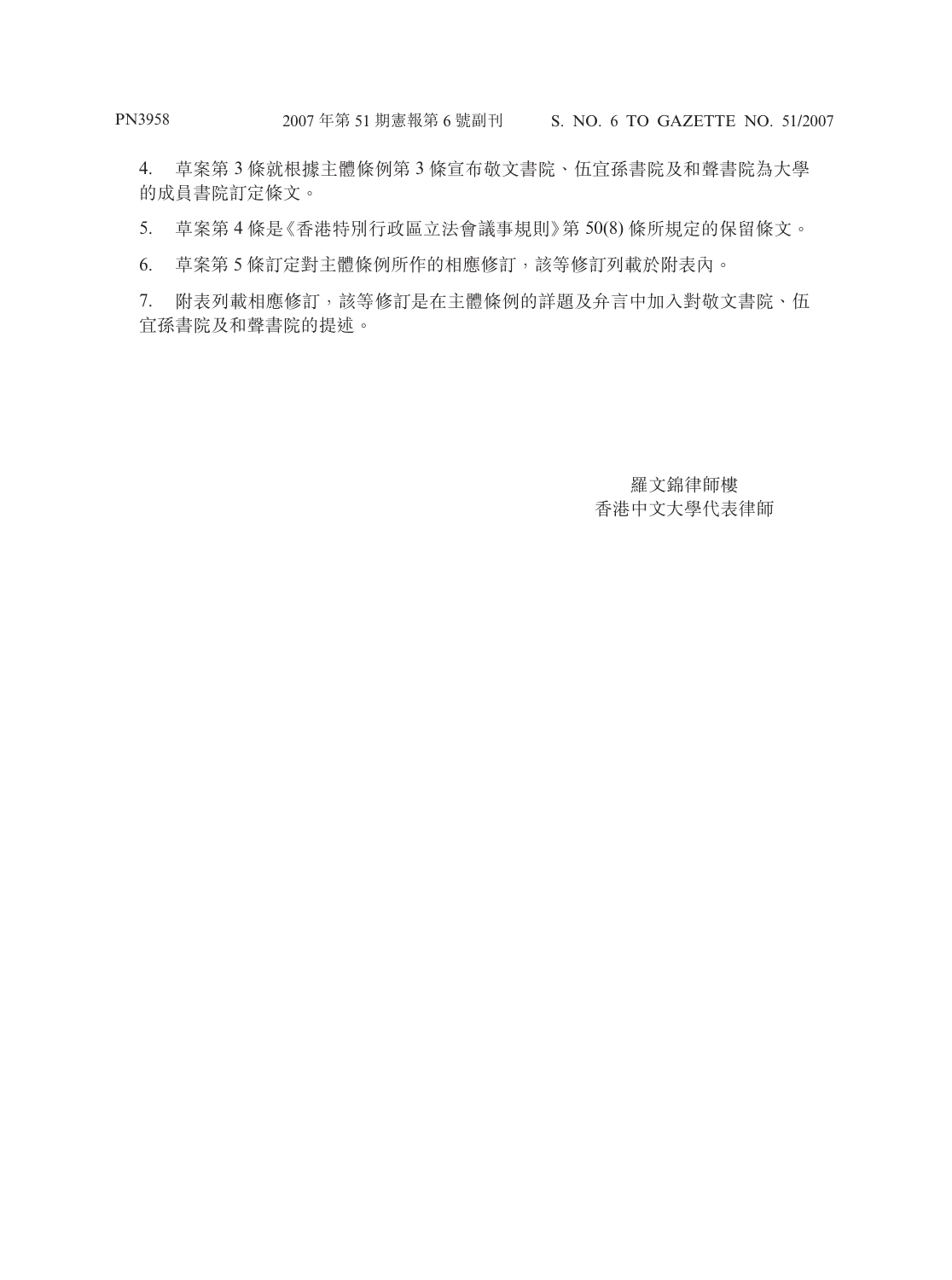4. 草案第 3 條就根據主體條例第 3 條宣布敬文書院、伍宜孫書院及和聲書院為大學的成員書院訂定條文。

5. 草案第 4 條是《香港特別行政區立法會議事規則》第 50(8) 條所規定的保留條文。

6. 草案第 5 條訂定對主體條例所作的相應修訂，該等修訂列載於附表內。

7. 附表列載相應修訂，該等修訂是在主體條例的詳題及弁言中加入對敬文書院、伍宜孫書院及和聲書院的提述。

羅文錦律師樓
香港中文大學代表律師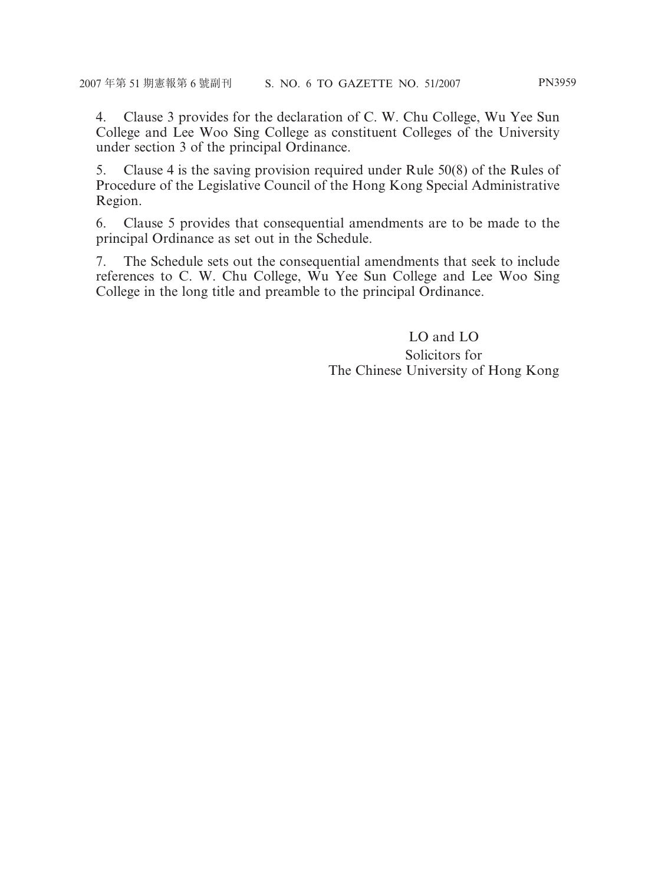4. Clause 3 provides for the declaration of C. W. Chu College, Wu Yee Sun College and Lee Woo Sing College as constituent Colleges of the University under section 3 of the principal Ordinance.

5. Clause 4 is the saving provision required under Rule 50(8) of the Rules of Procedure of the Legislative Council of the Hong Kong Special Administrative Region.

6. Clause 5 provides that consequential amendments are to be made to the principal Ordinance as set out in the Schedule.

7. The Schedule sets out the consequential amendments that seek to include references to C. W. Chu College, Wu Yee Sun College and Lee Woo Sing College in the long title and preamble to the principal Ordinance.

LO and LO
Solicitors for
The Chinese University of Hong Kong